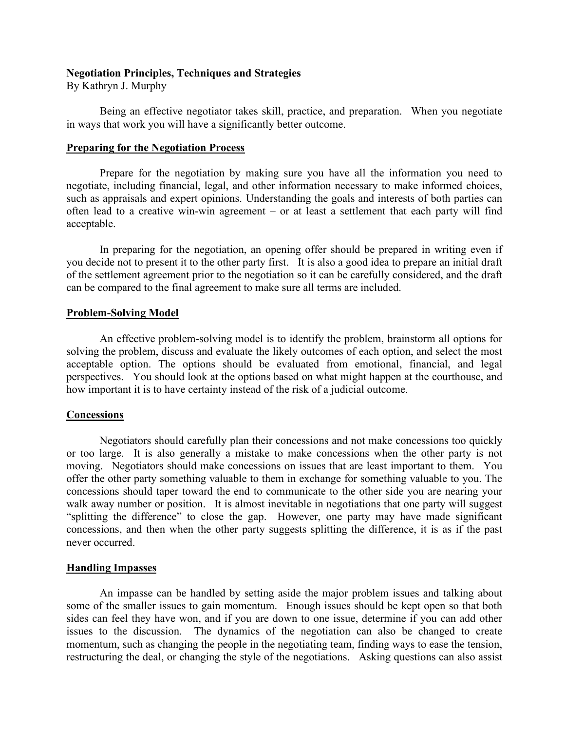**Negotiation Principles, Techniques and Strategies**
By Kathryn J. Murphy

Being an effective negotiator takes skill, practice, and preparation. When you negotiate in ways that work you will have a significantly better outcome.

## Preparing for the Negotiation Process

Prepare for the negotiation by making sure you have all the information you need to negotiate, including financial, legal, and other information necessary to make informed choices, such as appraisals and expert opinions. Understanding the goals and interests of both parties can often lead to a creative win-win agreement – or at least a settlement that each party will find acceptable.

In preparing for the negotiation, an opening offer should be prepared in writing even if you decide not to present it to the other party first. It is also a good idea to prepare an initial draft of the settlement agreement prior to the negotiation so it can be carefully considered, and the draft can be compared to the final agreement to make sure all terms are included.

## Problem-Solving Model

An effective problem-solving model is to identify the problem, brainstorm all options for solving the problem, discuss and evaluate the likely outcomes of each option, and select the most acceptable option. The options should be evaluated from emotional, financial, and legal perspectives. You should look at the options based on what might happen at the courthouse, and how important it is to have certainty instead of the risk of a judicial outcome.

## Concessions

Negotiators should carefully plan their concessions and not make concessions too quickly or too large. It is also generally a mistake to make concessions when the other party is not moving. Negotiators should make concessions on issues that are least important to them. You offer the other party something valuable to them in exchange for something valuable to you. The concessions should taper toward the end to communicate to the other side you are nearing your walk away number or position. It is almost inevitable in negotiations that one party will suggest "splitting the difference" to close the gap. However, one party may have made significant concessions, and then when the other party suggests splitting the difference, it is as if the past never occurred.

## Handling Impasses

An impasse can be handled by setting aside the major problem issues and talking about some of the smaller issues to gain momentum. Enough issues should be kept open so that both sides can feel they have won, and if you are down to one issue, determine if you can add other issues to the discussion. The dynamics of the negotiation can also be changed to create momentum, such as changing the people in the negotiating team, finding ways to ease the tension, restructuring the deal, or changing the style of the negotiations. Asking questions can also assist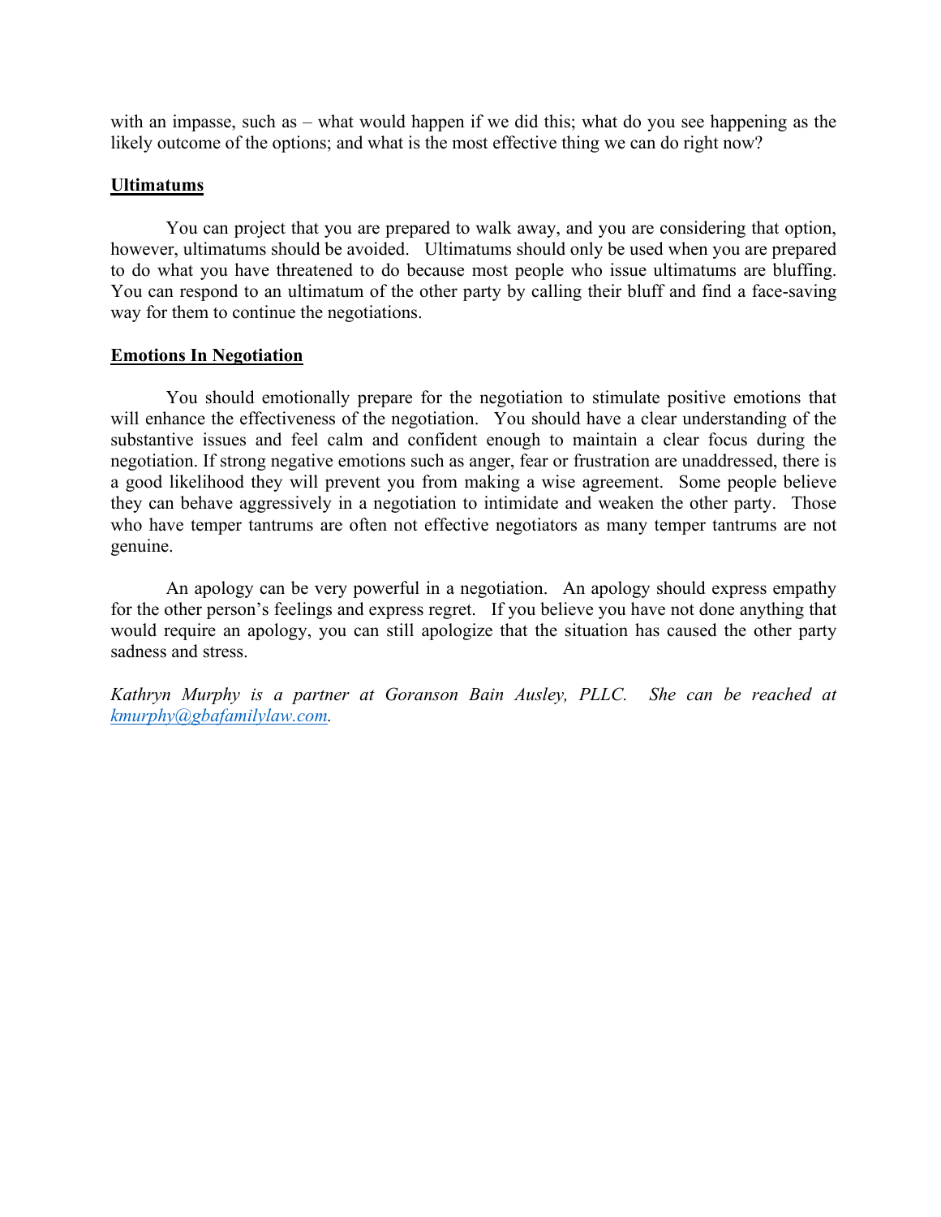with an impasse, such as – what would happen if we did this; what do you see happening as the likely outcome of the options; and what is the most effective thing we can do right now?

**Ultimatums**

You can project that you are prepared to walk away, and you are considering that option, however, ultimatums should be avoided. Ultimatums should only be used when you are prepared to do what you have threatened to do because most people who issue ultimatums are bluffing. You can respond to an ultimatum of the other party by calling their bluff and find a face-saving way for them to continue the negotiations.

**Emotions In Negotiation**

You should emotionally prepare for the negotiation to stimulate positive emotions that will enhance the effectiveness of the negotiation. You should have a clear understanding of the substantive issues and feel calm and confident enough to maintain a clear focus during the negotiation. If strong negative emotions such as anger, fear or frustration are unaddressed, there is a good likelihood they will prevent you from making a wise agreement. Some people believe they can behave aggressively in a negotiation to intimidate and weaken the other party. Those who have temper tantrums are often not effective negotiators as many temper tantrums are not genuine.

An apology can be very powerful in a negotiation. An apology should express empathy for the other person's feelings and express regret. If you believe you have not done anything that would require an apology, you can still apologize that the situation has caused the other party sadness and stress.

*Kathryn Murphy is a partner at Goranson Bain Ausley, PLLC. She can be reached at [kmurphy@gbafamilylaw.com](mailto:kmurphy@gbafamilylaw.com).*